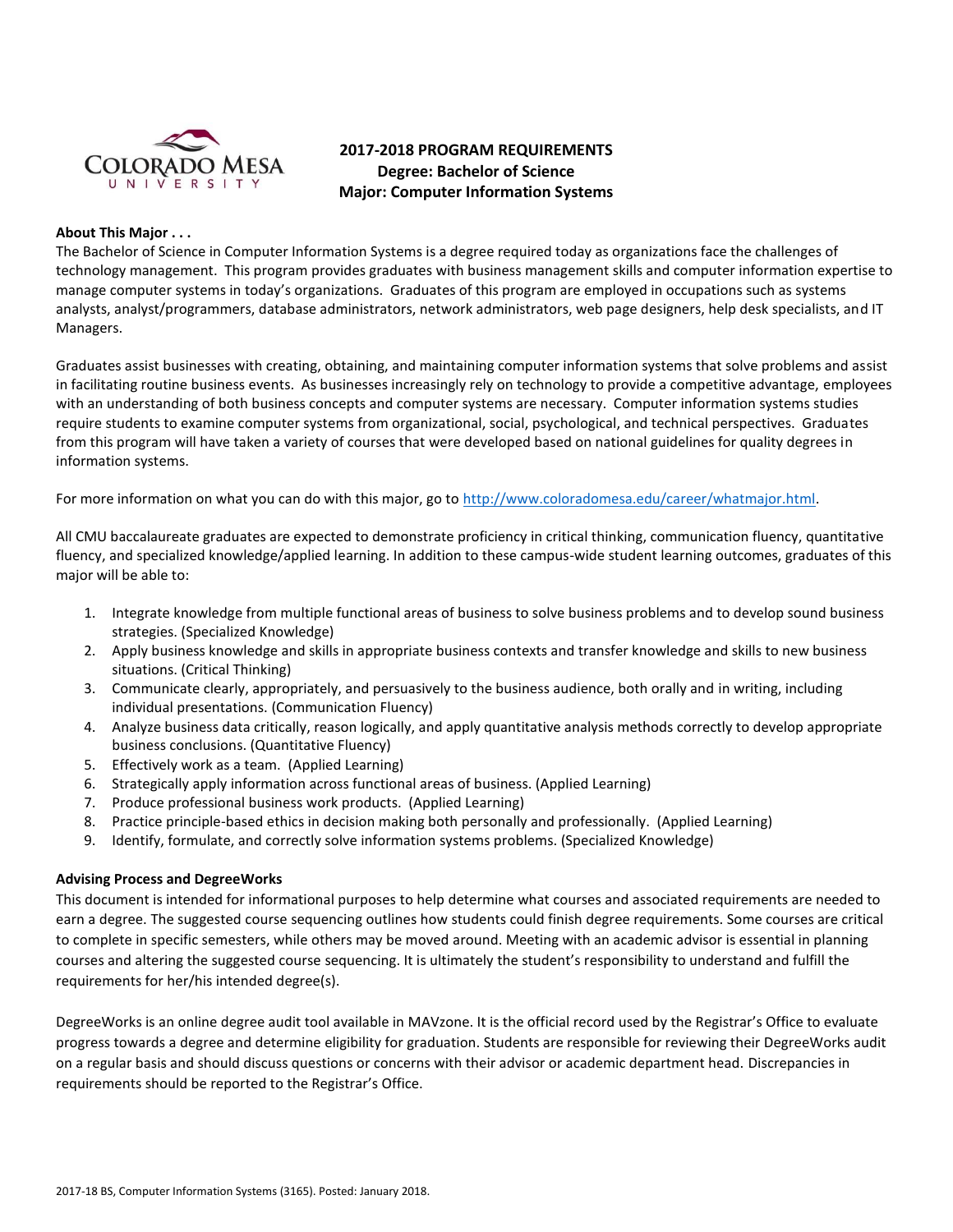# 2017-2018 PROGRAM REQUIREMENTS
## Degree: Bachelor of Science
## Major: Computer Information Systems

**About This Major . . .**

The Bachelor of Science in Computer Information Systems is a degree required today as organizations face the challenges of technology management. This program provides graduates with business management skills and computer information expertise to manage computer systems in today's organizations. Graduates of this program are employed in occupations such as systems analysts, analyst/programmers, database administrators, network administrators, web page designers, help desk specialists, and IT Managers.

Graduates assist businesses with creating, obtaining, and maintaining computer information systems that solve problems and assist in facilitating routine business events. As businesses increasingly rely on technology to provide a competitive advantage, employees with an understanding of both business concepts and computer systems are necessary. Computer information systems studies require students to examine computer systems from organizational, social, psychological, and technical perspectives. Graduates from this program will have taken a variety of courses that were developed based on national guidelines for quality degrees in information systems.

For more information on what you can do with this major, go to http://www.coloradomesa.edu/career/whatmajor.html.

All CMU baccalaureate graduates are expected to demonstrate proficiency in critical thinking, communication fluency, quantitative fluency, and specialized knowledge/applied learning. In addition to these campus-wide student learning outcomes, graduates of this major will be able to:

1. Integrate knowledge from multiple functional areas of business to solve business problems and to develop sound business strategies. (Specialized Knowledge)
2. Apply business knowledge and skills in appropriate business contexts and transfer knowledge and skills to new business situations. (Critical Thinking)
3. Communicate clearly, appropriately, and persuasively to the business audience, both orally and in writing, including individual presentations. (Communication Fluency)
4. Analyze business data critically, reason logically, and apply quantitative analysis methods correctly to develop appropriate business conclusions. (Quantitative Fluency)
5. Effectively work as a team. (Applied Learning)
6. Strategically apply information across functional areas of business. (Applied Learning)
7. Produce professional business work products. (Applied Learning)
8. Practice principle-based ethics in decision making both personally and professionally. (Applied Learning)
9. Identify, formulate, and correctly solve information systems problems. (Specialized Knowledge)

**Advising Process and DegreeWorks**

This document is intended for informational purposes to help determine what courses and associated requirements are needed to earn a degree. The suggested course sequencing outlines how students could finish degree requirements. Some courses are critical to complete in specific semesters, while others may be moved around. Meeting with an academic advisor is essential in planning courses and altering the suggested course sequencing. It is ultimately the student's responsibility to understand and fulfill the requirements for her/his intended degree(s).

DegreeWorks is an online degree audit tool available in MAVzone. It is the official record used by the Registrar's Office to evaluate progress towards a degree and determine eligibility for graduation. Students are responsible for reviewing their DegreeWorks audit on a regular basis and should discuss questions or concerns with their advisor or academic department head. Discrepancies in requirements should be reported to the Registrar's Office.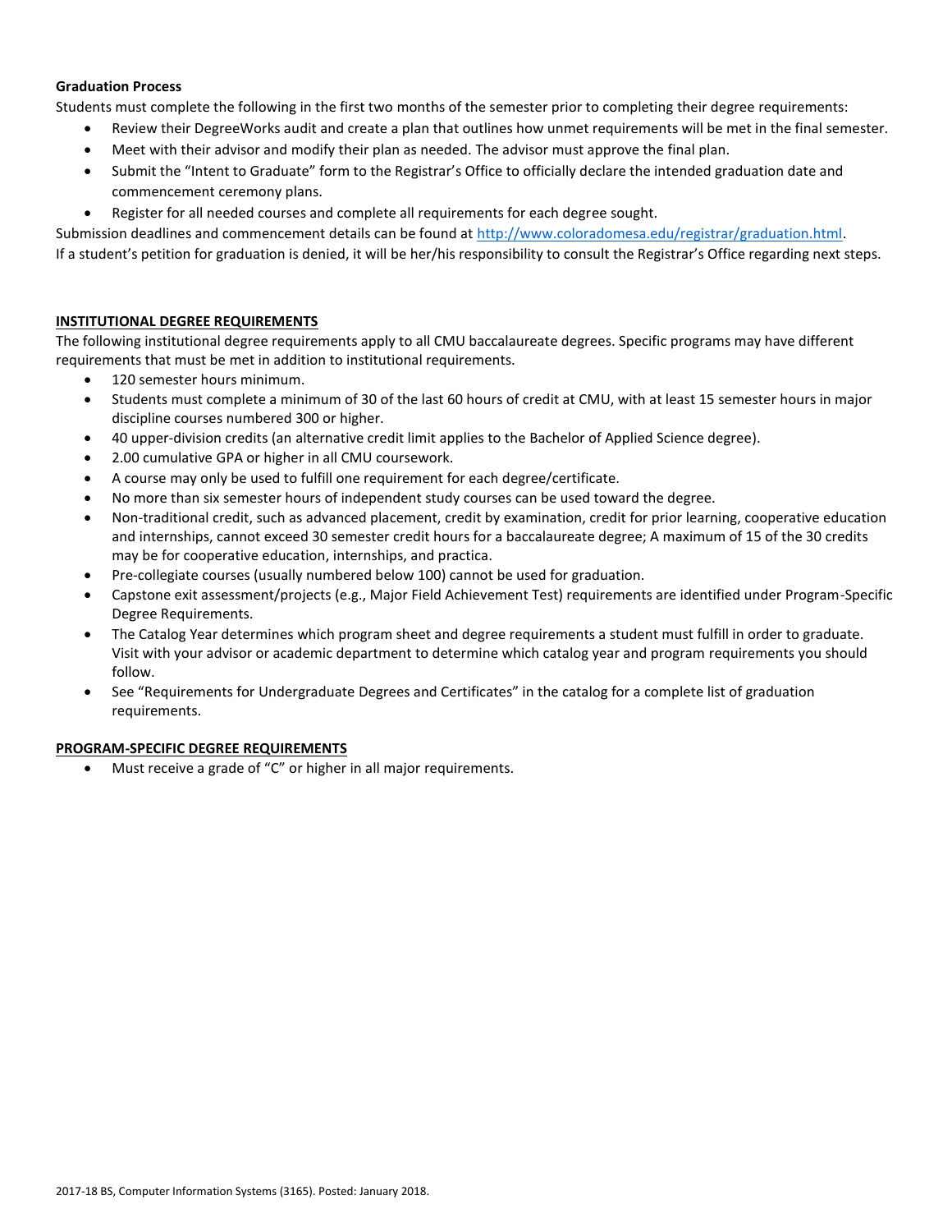**Graduation Process**

Students must complete the following in the first two months of the semester prior to completing their degree requirements:

- Review their DegreeWorks audit and create a plan that outlines how unmet requirements will be met in the final semester.
- Meet with their advisor and modify their plan as needed. The advisor must approve the final plan.
- Submit the "Intent to Graduate" form to the Registrar's Office to officially declare the intended graduation date and commencement ceremony plans.
- Register for all needed courses and complete all requirements for each degree sought.

Submission deadlines and commencement details can be found at http://www.coloradomesa.edu/registrar/graduation.html.

If a student's petition for graduation is denied, it will be her/his responsibility to consult the Registrar's Office regarding next steps.

## INSTITUTIONAL DEGREE REQUIREMENTS

The following institutional degree requirements apply to all CMU baccalaureate degrees. Specific programs may have different requirements that must be met in addition to institutional requirements.

- 120 semester hours minimum.
- Students must complete a minimum of 30 of the last 60 hours of credit at CMU, with at least 15 semester hours in major discipline courses numbered 300 or higher.
- 40 upper-division credits (an alternative credit limit applies to the Bachelor of Applied Science degree).
- 2.00 cumulative GPA or higher in all CMU coursework.
- A course may only be used to fulfill one requirement for each degree/certificate.
- No more than six semester hours of independent study courses can be used toward the degree.
- Non-traditional credit, such as advanced placement, credit by examination, credit for prior learning, cooperative education and internships, cannot exceed 30 semester credit hours for a baccalaureate degree; A maximum of 15 of the 30 credits may be for cooperative education, internships, and practica.
- Pre-collegiate courses (usually numbered below 100) cannot be used for graduation.
- Capstone exit assessment/projects (e.g., Major Field Achievement Test) requirements are identified under Program-Specific Degree Requirements.
- The Catalog Year determines which program sheet and degree requirements a student must fulfill in order to graduate. Visit with your advisor or academic department to determine which catalog year and program requirements you should follow.
- See "Requirements for Undergraduate Degrees and Certificates" in the catalog for a complete list of graduation requirements.

## PROGRAM-SPECIFIC DEGREE REQUIREMENTS

- Must receive a grade of "C" or higher in all major requirements.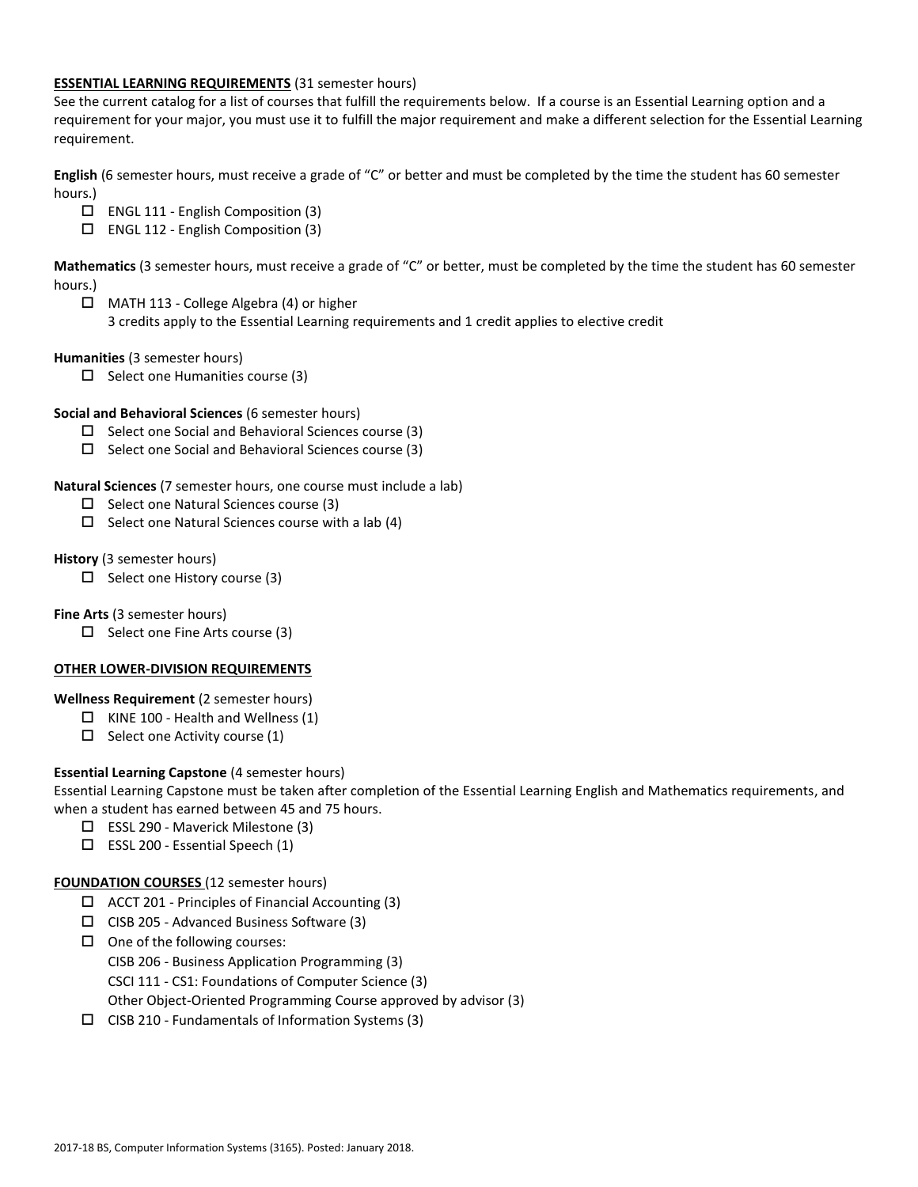## ESSENTIAL LEARNING REQUIREMENTS (31 semester hours)

See the current catalog for a list of courses that fulfill the requirements below. If a course is an Essential Learning option and a requirement for your major, you must use it to fulfill the major requirement and make a different selection for the Essential Learning requirement.

**English** (6 semester hours, must receive a grade of "C" or better and must be completed by the time the student has 60 semester hours.)

- ☐ ENGL 111 - English Composition (3)
- ☐ ENGL 112 - English Composition (3)

**Mathematics** (3 semester hours, must receive a grade of "C" or better, must be completed by the time the student has 60 semester hours.)

- ☐ MATH 113 - College Algebra (4) or higher
  3 credits apply to the Essential Learning requirements and 1 credit applies to elective credit

**Humanities** (3 semester hours)

- ☐ Select one Humanities course (3)

**Social and Behavioral Sciences** (6 semester hours)

- ☐ Select one Social and Behavioral Sciences course (3)
- ☐ Select one Social and Behavioral Sciences course (3)

**Natural Sciences** (7 semester hours, one course must include a lab)

- ☐ Select one Natural Sciences course (3)
- ☐ Select one Natural Sciences course with a lab (4)

**History** (3 semester hours)

- ☐ Select one History course (3)

**Fine Arts** (3 semester hours)

- ☐ Select one Fine Arts course (3)

## OTHER LOWER-DIVISION REQUIREMENTS

**Wellness Requirement** (2 semester hours)

- ☐ KINE 100 - Health and Wellness (1)
- ☐ Select one Activity course (1)

**Essential Learning Capstone** (4 semester hours)

Essential Learning Capstone must be taken after completion of the Essential Learning English and Mathematics requirements, and when a student has earned between 45 and 75 hours.

- ☐ ESSL 290 - Maverick Milestone (3)
- ☐ ESSL 200 - Essential Speech (1)

## FOUNDATION COURSES (12 semester hours)

- ☐ ACCT 201 - Principles of Financial Accounting (3)
- ☐ CISB 205 - Advanced Business Software (3)
- ☐ One of the following courses:
  CISB 206 - Business Application Programming (3)
  CSCI 111 - CS1: Foundations of Computer Science (3)
  Other Object-Oriented Programming Course approved by advisor (3)
- ☐ CISB 210 - Fundamentals of Information Systems (3)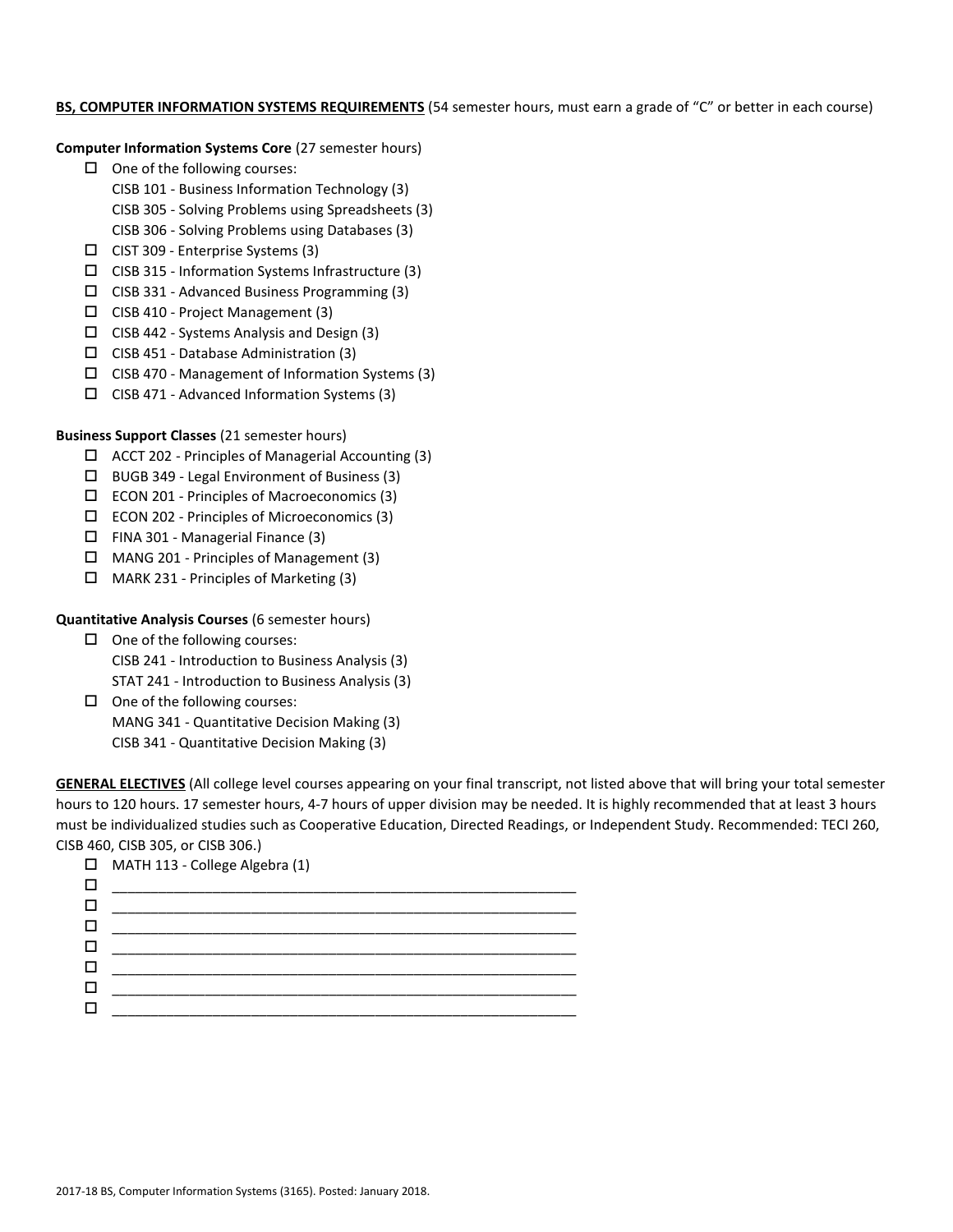**BS, COMPUTER INFORMATION SYSTEMS REQUIREMENTS** (54 semester hours, must earn a grade of "C" or better in each course)

**Computer Information Systems Core** (27 semester hours)

- ☐ One of the following courses:
  CISB 101 - Business Information Technology (3)
  CISB 305 - Solving Problems using Spreadsheets (3)
  CISB 306 - Solving Problems using Databases (3)
- ☐ CIST 309 - Enterprise Systems (3)
- ☐ CISB 315 - Information Systems Infrastructure (3)
- ☐ CISB 331 - Advanced Business Programming (3)
- ☐ CISB 410 - Project Management (3)
- ☐ CISB 442 - Systems Analysis and Design (3)
- ☐ CISB 451 - Database Administration (3)
- ☐ CISB 470 - Management of Information Systems (3)
- ☐ CISB 471 - Advanced Information Systems (3)

**Business Support Classes** (21 semester hours)

- ☐ ACCT 202 - Principles of Managerial Accounting (3)
- ☐ BUGB 349 - Legal Environment of Business (3)
- ☐ ECON 201 - Principles of Macroeconomics (3)
- ☐ ECON 202 - Principles of Microeconomics (3)
- ☐ FINA 301 - Managerial Finance (3)
- ☐ MANG 201 - Principles of Management (3)
- ☐ MARK 231 - Principles of Marketing (3)

**Quantitative Analysis Courses** (6 semester hours)

- ☐ One of the following courses:
  CISB 241 - Introduction to Business Analysis (3)
  STAT 241 - Introduction to Business Analysis (3)
- ☐ One of the following courses:
  MANG 341 - Quantitative Decision Making (3)
  CISB 341 - Quantitative Decision Making (3)

**GENERAL ELECTIVES** (All college level courses appearing on your final transcript, not listed above that will bring your total semester hours to 120 hours. 17 semester hours, 4-7 hours of upper division may be needed. It is highly recommended that at least 3 hours must be individualized studies such as Cooperative Education, Directed Readings, or Independent Study. Recommended: TECI 260, CISB 460, CISB 305, or CISB 306.)

- ☐ MATH 113 - College Algebra (1)
- ☐ ____________________________________________________________
- ☐ ____________________________________________________________
- ☐ ____________________________________________________________
- ☐ ____________________________________________________________
- ☐ ____________________________________________________________
- ☐ ____________________________________________________________
- ☐ ____________________________________________________________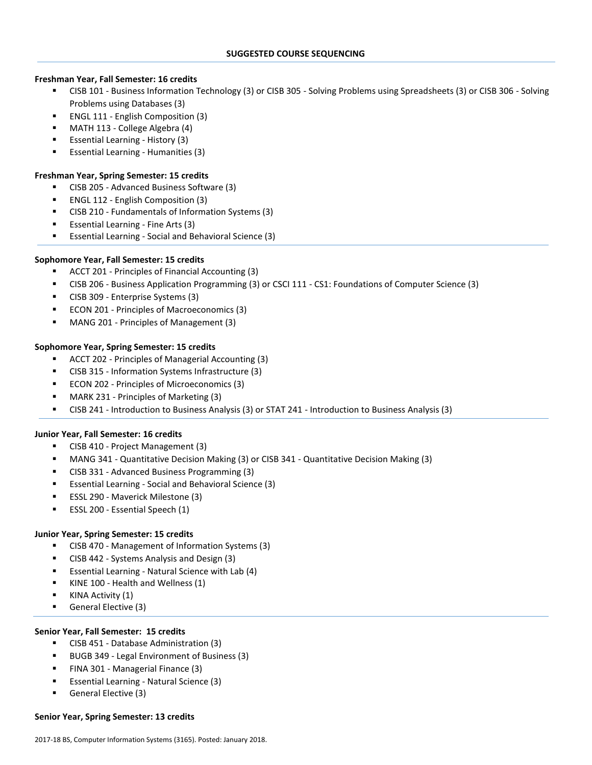## SUGGESTED COURSE SEQUENCING

**Freshman Year, Fall Semester: 16 credits**

- CISB 101 - Business Information Technology (3) or CISB 305 - Solving Problems using Spreadsheets (3) or CISB 306 - Solving Problems using Databases (3)
- ENGL 111 - English Composition (3)
- MATH 113 - College Algebra (4)
- Essential Learning - History (3)
- Essential Learning - Humanities (3)

**Freshman Year, Spring Semester: 15 credits**

- CISB 205 - Advanced Business Software (3)
- ENGL 112 - English Composition (3)
- CISB 210 - Fundamentals of Information Systems (3)
- Essential Learning - Fine Arts (3)
- Essential Learning - Social and Behavioral Science (3)

**Sophomore Year, Fall Semester: 15 credits**

- ACCT 201 - Principles of Financial Accounting (3)
- CISB 206 - Business Application Programming (3) or CSCI 111 - CS1: Foundations of Computer Science (3)
- CISB 309 - Enterprise Systems (3)
- ECON 201 - Principles of Macroeconomics (3)
- MANG 201 - Principles of Management (3)

**Sophomore Year, Spring Semester: 15 credits**

- ACCT 202 - Principles of Managerial Accounting (3)
- CISB 315 - Information Systems Infrastructure (3)
- ECON 202 - Principles of Microeconomics (3)
- MARK 231 - Principles of Marketing (3)
- CISB 241 - Introduction to Business Analysis (3) or STAT 241 - Introduction to Business Analysis (3)

**Junior Year, Fall Semester: 16 credits**

- CISB 410 - Project Management (3)
- MANG 341 - Quantitative Decision Making (3) or CISB 341 - Quantitative Decision Making (3)
- CISB 331 - Advanced Business Programming (3)
- Essential Learning - Social and Behavioral Science (3)
- ESSL 290 - Maverick Milestone (3)
- ESSL 200 - Essential Speech (1)

**Junior Year, Spring Semester: 15 credits**

- CISB 470 - Management of Information Systems (3)
- CISB 442 - Systems Analysis and Design (3)
- Essential Learning - Natural Science with Lab (4)
- KINE 100 - Health and Wellness (1)
- KINA Activity (1)
- General Elective (3)

**Senior Year, Fall Semester: 15 credits**

- CISB 451 - Database Administration (3)
- BUGB 349 - Legal Environment of Business (3)
- FINA 301 - Managerial Finance (3)
- Essential Learning - Natural Science (3)
- General Elective (3)

**Senior Year, Spring Semester: 13 credits**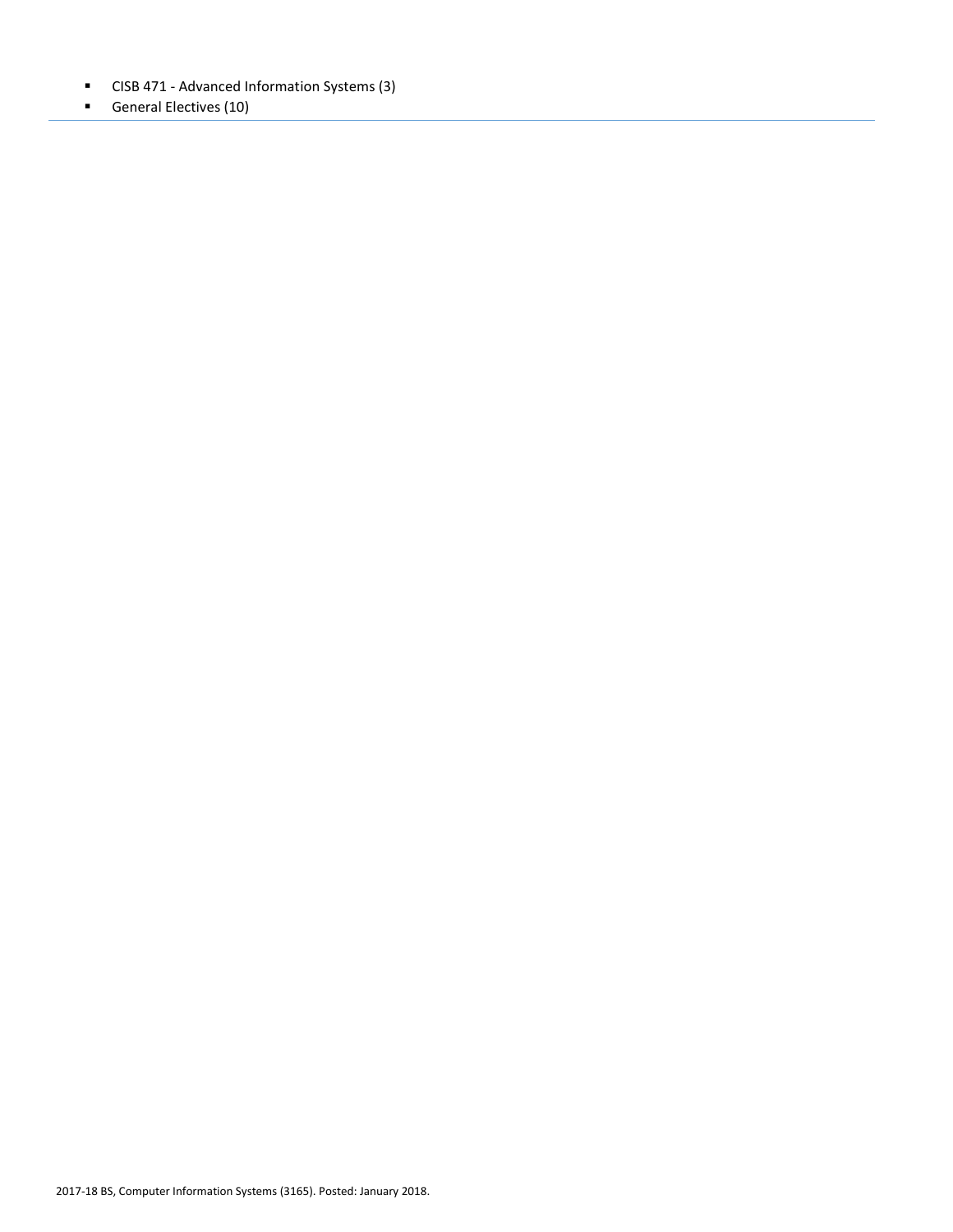- CISB 471 - Advanced Information Systems (3)
- General Electives (10)

---